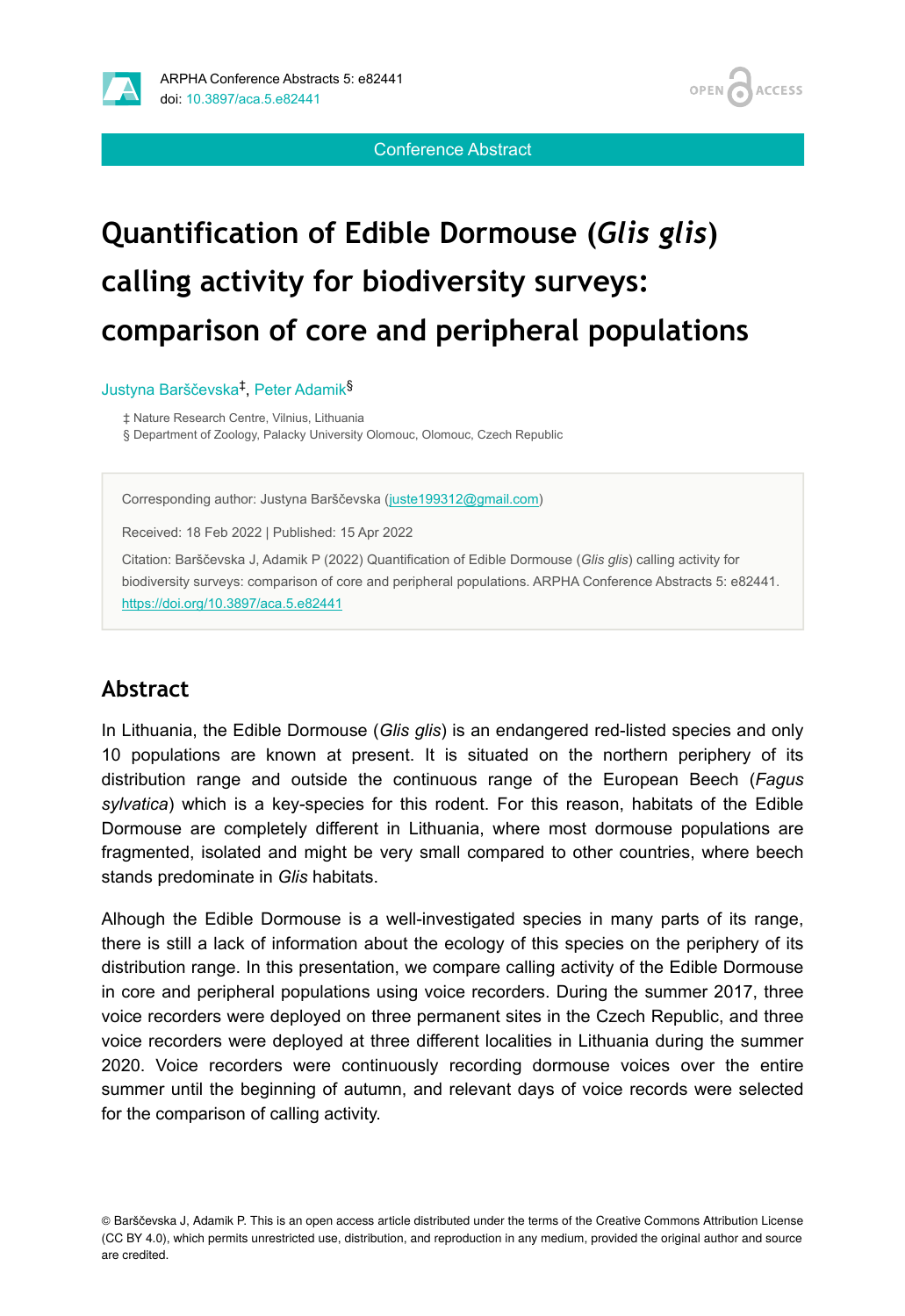Conference Abstract

# Quantification of Edible Dormouse (*Glis glis*) calling activity for biodiversity surveys: comparison of core and peripheral populations

Justyna Barščevska[‡], Peter Adamik[§]

‡ Nature Research Centre, Vilnius, Lithuania
§ Department of Zoology, Palacky University Olomouc, Olomouc, Czech Republic

Corresponding author: Justyna Barščevska (juste199312@gmail.com)

Received: 18 Feb 2022 | Published: 15 Apr 2022

Citation: Barščevska J, Adamik P (2022) Quantification of Edible Dormouse (*Glis glis*) calling activity for biodiversity surveys: comparison of core and peripheral populations. ARPHA Conference Abstracts 5: e82441. https://doi.org/10.3897/aca.5.e82441

## Abstract

In Lithuania, the Edible Dormouse (*Glis glis*) is an endangered red-listed species and only 10 populations are known at present. It is situated on the northern periphery of its distribution range and outside the continuous range of the European Beech (*Fagus sylvatica*) which is a key-species for this rodent. For this reason, habitats of the Edible Dormouse are completely different in Lithuania, where most dormouse populations are fragmented, isolated and might be very small compared to other countries, where beech stands predominate in *Glis* habitats.

Alhough the Edible Dormouse is a well-investigated species in many parts of its range, there is still a lack of information about the ecology of this species on the periphery of its distribution range. In this presentation, we compare calling activity of the Edible Dormouse in core and peripheral populations using voice recorders. During the summer 2017, three voice recorders were deployed on three permanent sites in the Czech Republic, and three voice recorders were deployed at three different localities in Lithuania during the summer 2020. Voice recorders were continuously recording dormouse voices over the entire summer until the beginning of autumn, and relevant days of voice records were selected for the comparison of calling activity.

© Barščevska J, Adamik P. This is an open access article distributed under the terms of the Creative Commons Attribution License (CC BY 4.0), which permits unrestricted use, distribution, and reproduction in any medium, provided the original author and source are credited.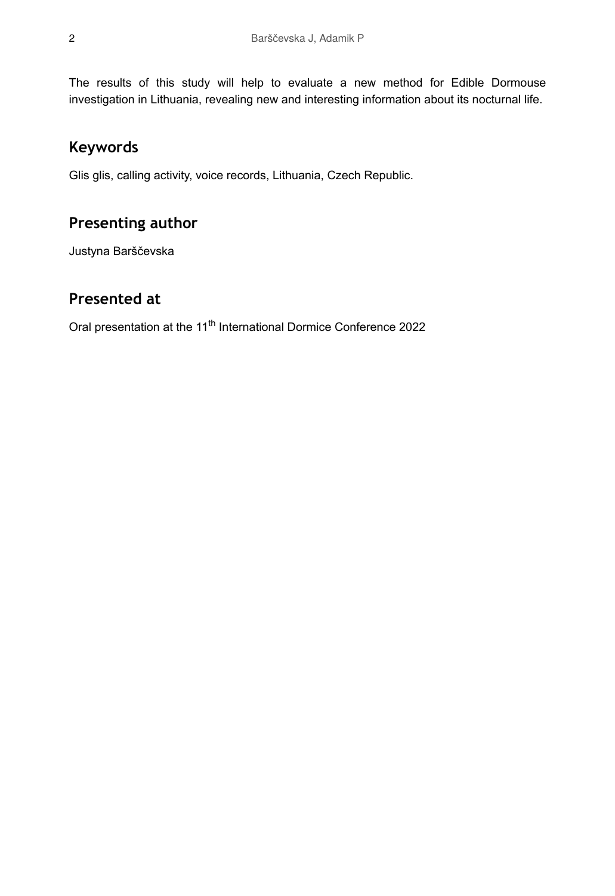The results of this study will help to evaluate a new method for Edible Dormouse investigation in Lithuania, revealing new and interesting information about its nocturnal life.

## Keywords

Glis glis, calling activity, voice records, Lithuania, Czech Republic.

## Presenting author

Justyna Barščevska

## Presented at

Oral presentation at the 11th International Dormice Conference 2022